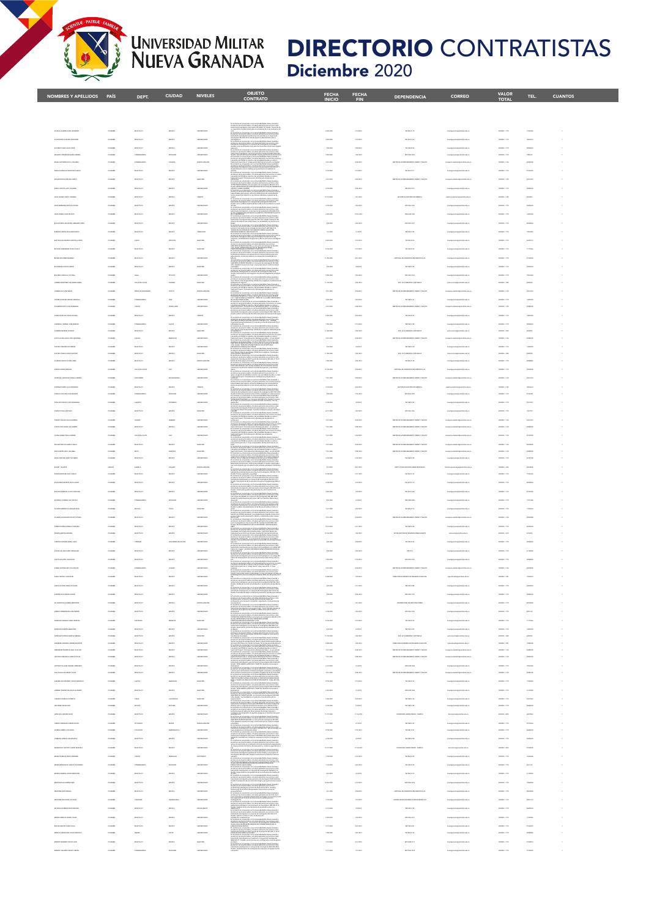# UNIVERSIDAD MILITAR NUEVA GRANADA

## DIRECTORIO CONTRATISTAS
### Diciembre 2020

| NOMBRES Y APELLIDOS | PAÍS | DEPT. | CIUDAD | NIVELES | OBJETO CONTRATO | FECHA INICIO | FECHA FIN | DEPENDENCIA | CORREO | VALOR TOTAL | TEL. | CUANTOS |
|---|---|---|---|---|---|---|---|---|---|---|---|---|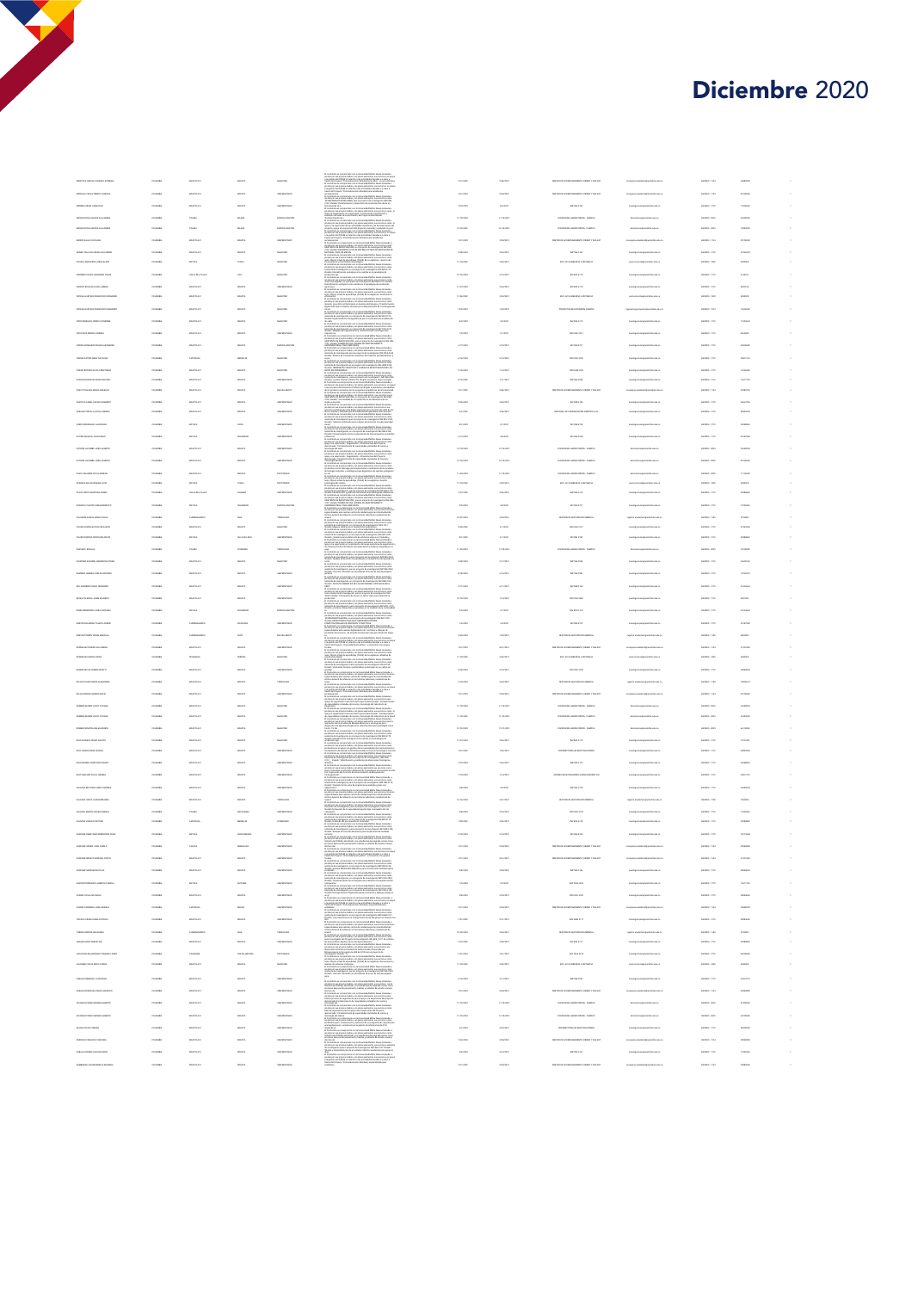# **Diciembre** 2020